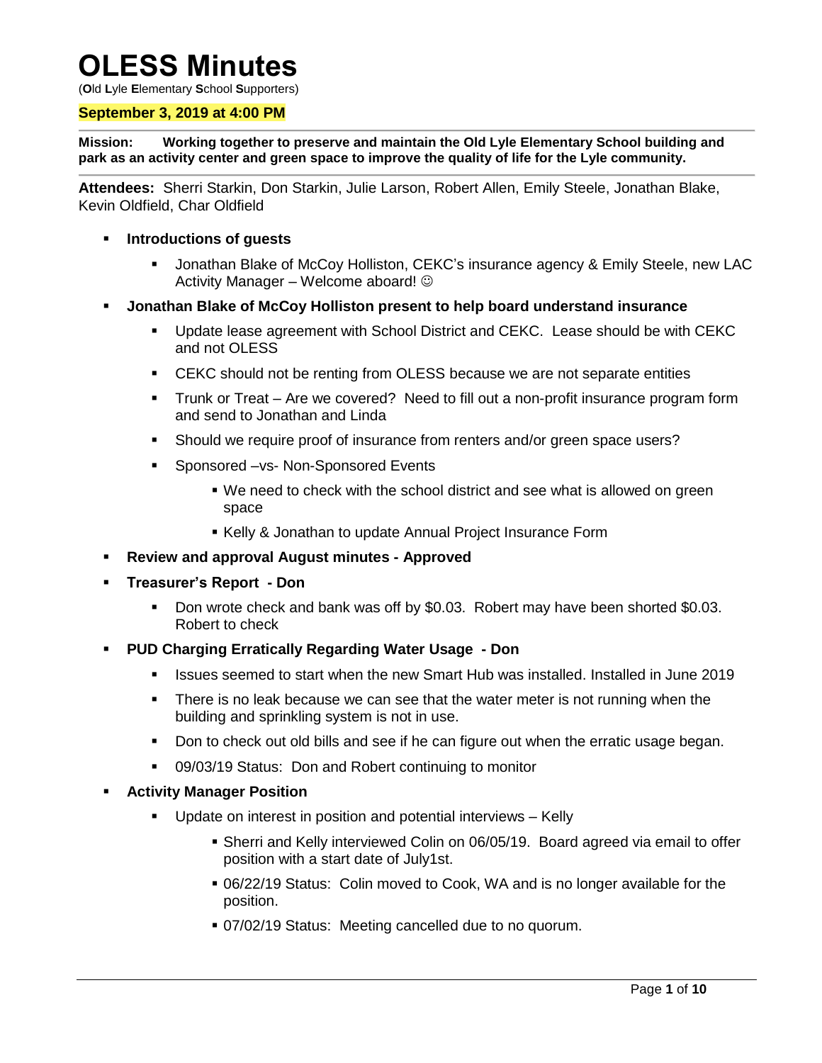# OLESS Minutes

(**O**ld **L**yle **E**lementary **S**chool **S**upporters)

**September 3, 2019 at 4:00 PM**

**Mission: Working together to preserve and maintain the Old Lyle Elementary School building and park as an activity center and green space to improve the quality of life for the Lyle community.**

**Attendees:** Sherri Starkin, Don Starkin, Julie Larson, Robert Allen, Emily Steele, Jonathan Blake, Kevin Oldfield, Char Oldfield

- **Introductions of guests**
  - Jonathan Blake of McCoy Holliston, CEKC's insurance agency & Emily Steele, new LAC Activity Manager – Welcome aboard! ☺
- **Jonathan Blake of McCoy Holliston present to help board understand insurance**
  - Update lease agreement with School District and CEKC. Lease should be with CEKC and not OLESS
  - CEKC should not be renting from OLESS because we are not separate entities
  - Trunk or Treat – Are we covered? Need to fill out a non-profit insurance program form and send to Jonathan and Linda
  - Should we require proof of insurance from renters and/or green space users?
  - Sponsored –vs- Non-Sponsored Events
    - We need to check with the school district and see what is allowed on green space
    - Kelly & Jonathan to update Annual Project Insurance Form
- **Review and approval August minutes - Approved**
- **Treasurer's Report - Don**
  - Don wrote check and bank was off by $0.03. Robert may have been shorted $0.03. Robert to check
- **PUD Charging Erratically Regarding Water Usage - Don**
  - Issues seemed to start when the new Smart Hub was installed. Installed in June 2019
  - There is no leak because we can see that the water meter is not running when the building and sprinkling system is not in use.
  - Don to check out old bills and see if he can figure out when the erratic usage began.
  - 09/03/19 Status: Don and Robert continuing to monitor
- **Activity Manager Position**
  - Update on interest in position and potential interviews – Kelly
    - Sherri and Kelly interviewed Colin on 06/05/19. Board agreed via email to offer position with a start date of July1st.
    - 06/22/19 Status: Colin moved to Cook, WA and is no longer available for the position.
    - 07/02/19 Status: Meeting cancelled due to no quorum.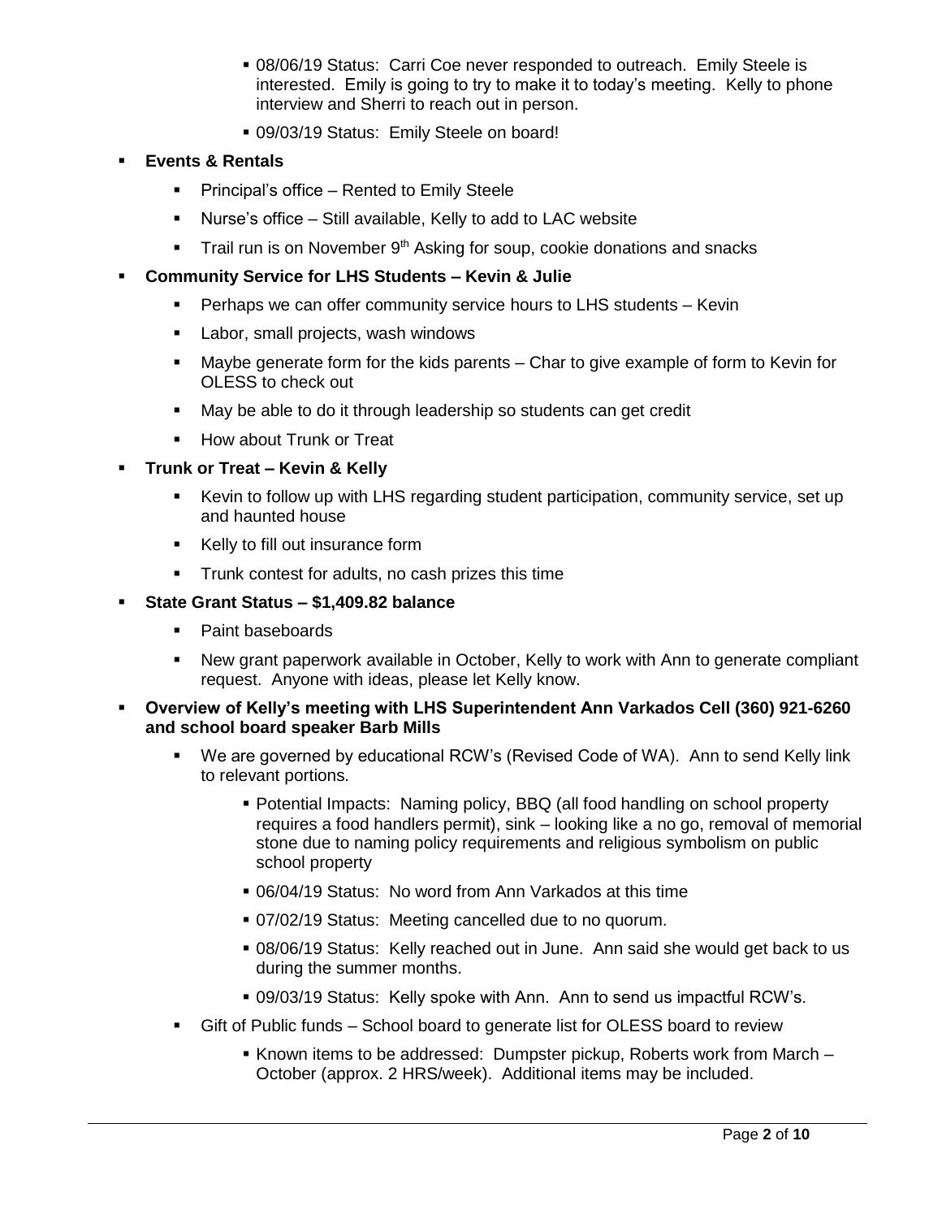- 08/06/19 Status: Carri Coe never responded to outreach. Emily Steele is interested. Emily is going to try to make it to today's meeting. Kelly to phone interview and Sherri to reach out in person.
        - 09/03/19 Status: Emily Steele on board!

- **Events & Rentals**
    - Principal's office – Rented to Emily Steele
    - Nurse's office – Still available, Kelly to add to LAC website
    - Trail run is on November 9th Asking for soup, cookie donations and snacks
- **Community Service for LHS Students – Kevin & Julie**
    - Perhaps we can offer community service hours to LHS students – Kevin
    - Labor, small projects, wash windows
    - Maybe generate form for the kids parents – Char to give example of form to Kevin for OLESS to check out
    - May be able to do it through leadership so students can get credit
    - How about Trunk or Treat
- **Trunk or Treat – Kevin & Kelly**
    - Kevin to follow up with LHS regarding student participation, community service, set up and haunted house
    - Kelly to fill out insurance form
    - Trunk contest for adults, no cash prizes this time
- **State Grant Status – $1,409.82 balance**
    - Paint baseboards
    - New grant paperwork available in October, Kelly to work with Ann to generate compliant request. Anyone with ideas, please let Kelly know.
- **Overview of Kelly's meeting with LHS Superintendent Ann Varkados Cell (360) 921-6260 and school board speaker Barb Mills**
    - We are governed by educational RCW's (Revised Code of WA). Ann to send Kelly link to relevant portions.
        - Potential Impacts: Naming policy, BBQ (all food handling on school property requires a food handlers permit), sink – looking like a no go, removal of memorial stone due to naming policy requirements and religious symbolism on public school property
        - 06/04/19 Status: No word from Ann Varkados at this time
        - 07/02/19 Status: Meeting cancelled due to no quorum.
        - 08/06/19 Status: Kelly reached out in June. Ann said she would get back to us during the summer months.
        - 09/03/19 Status: Kelly spoke with Ann. Ann to send us impactful RCW's.
    - Gift of Public funds – School board to generate list for OLESS board to review
        - Known items to be addressed: Dumpster pickup, Roberts work from March – October (approx. 2 HRS/week). Additional items may be included.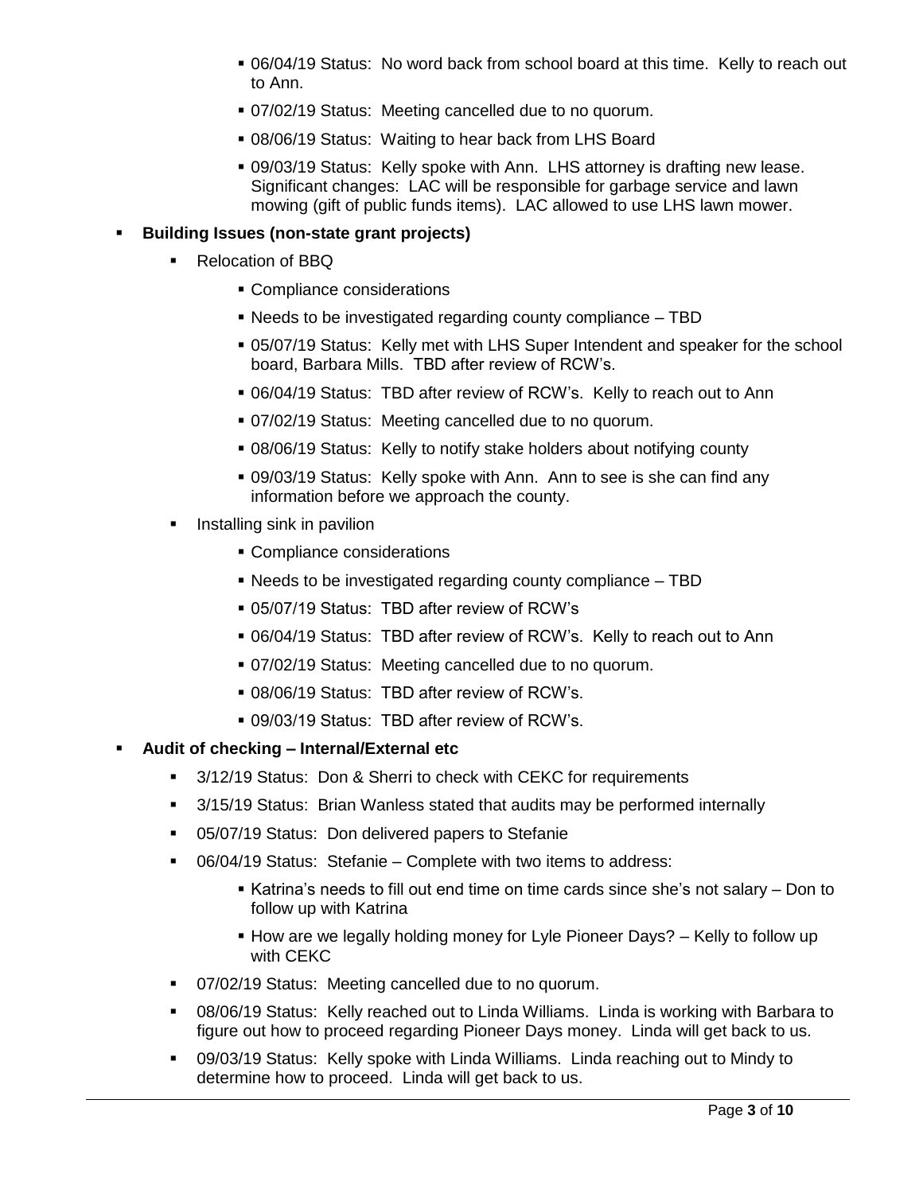- 06/04/19 Status: No word back from school board at this time. Kelly to reach out to Ann.
      - 07/02/19 Status: Meeting cancelled due to no quorum.
      - 08/06/19 Status: Waiting to hear back from LHS Board
      - 09/03/19 Status: Kelly spoke with Ann. LHS attorney is drafting new lease. Significant changes: LAC will be responsible for garbage service and lawn mowing (gift of public funds items). LAC allowed to use LHS lawn mower.

- **Building Issues (non-state grant projects)**
  - Relocation of BBQ
    - Compliance considerations
    - Needs to be investigated regarding county compliance – TBD
    - 05/07/19 Status: Kelly met with LHS Super Intendent and speaker for the school board, Barbara Mills. TBD after review of RCW's.
    - 06/04/19 Status: TBD after review of RCW's. Kelly to reach out to Ann
    - 07/02/19 Status: Meeting cancelled due to no quorum.
    - 08/06/19 Status: Kelly to notify stake holders about notifying county
    - 09/03/19 Status: Kelly spoke with Ann. Ann to see is she can find any information before we approach the county.
  - Installing sink in pavilion
    - Compliance considerations
    - Needs to be investigated regarding county compliance – TBD
    - 05/07/19 Status: TBD after review of RCW's
    - 06/04/19 Status: TBD after review of RCW's. Kelly to reach out to Ann
    - 07/02/19 Status: Meeting cancelled due to no quorum.
    - 08/06/19 Status: TBD after review of RCW's.
    - 09/03/19 Status: TBD after review of RCW's.

- **Audit of checking – Internal/External etc**
  - 3/12/19 Status: Don & Sherri to check with CEKC for requirements
  - 3/15/19 Status: Brian Wanless stated that audits may be performed internally
  - 05/07/19 Status: Don delivered papers to Stefanie
  - 06/04/19 Status: Stefanie – Complete with two items to address:
    - Katrina's needs to fill out end time on time cards since she's not salary – Don to follow up with Katrina
    - How are we legally holding money for Lyle Pioneer Days? – Kelly to follow up with CEKC
  - 07/02/19 Status: Meeting cancelled due to no quorum.
  - 08/06/19 Status: Kelly reached out to Linda Williams. Linda is working with Barbara to figure out how to proceed regarding Pioneer Days money. Linda will get back to us.
  - 09/03/19 Status: Kelly spoke with Linda Williams. Linda reaching out to Mindy to determine how to proceed. Linda will get back to us.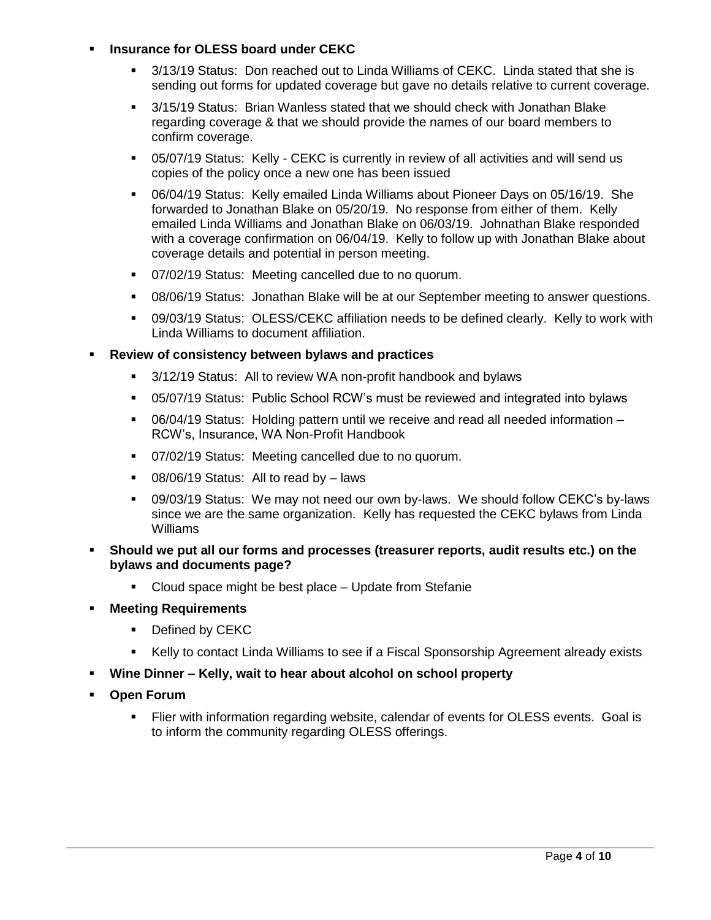- **Insurance for OLESS board under CEKC**
  - 3/13/19 Status: Don reached out to Linda Williams of CEKC. Linda stated that she is sending out forms for updated coverage but gave no details relative to current coverage.
  - 3/15/19 Status: Brian Wanless stated that we should check with Jonathan Blake regarding coverage & that we should provide the names of our board members to confirm coverage.
  - 05/07/19 Status: Kelly - CEKC is currently in review of all activities and will send us copies of the policy once a new one has been issued
  - 06/04/19 Status: Kelly emailed Linda Williams about Pioneer Days on 05/16/19. She forwarded to Jonathan Blake on 05/20/19. No response from either of them. Kelly emailed Linda Williams and Jonathan Blake on 06/03/19. Johnathan Blake responded with a coverage confirmation on 06/04/19. Kelly to follow up with Jonathan Blake about coverage details and potential in person meeting.
  - 07/02/19 Status: Meeting cancelled due to no quorum.
  - 08/06/19 Status: Jonathan Blake will be at our September meeting to answer questions.
  - 09/03/19 Status: OLESS/CEKC affiliation needs to be defined clearly. Kelly to work with Linda Williams to document affiliation.
- **Review of consistency between bylaws and practices**
  - 3/12/19 Status: All to review WA non-profit handbook and bylaws
  - 05/07/19 Status: Public School RCW's must be reviewed and integrated into bylaws
  - 06/04/19 Status: Holding pattern until we receive and read all needed information – RCW's, Insurance, WA Non-Profit Handbook
  - 07/02/19 Status: Meeting cancelled due to no quorum.
  - 08/06/19 Status: All to read by – laws
  - 09/03/19 Status: We may not need our own by-laws. We should follow CEKC's by-laws since we are the same organization. Kelly has requested the CEKC bylaws from Linda Williams
- **Should we put all our forms and processes (treasurer reports, audit results etc.) on the bylaws and documents page?**
  - Cloud space might be best place – Update from Stefanie
- **Meeting Requirements**
  - Defined by CEKC
  - Kelly to contact Linda Williams to see if a Fiscal Sponsorship Agreement already exists
- **Wine Dinner – Kelly, wait to hear about alcohol on school property**
- **Open Forum**
  - Flier with information regarding website, calendar of events for OLESS events. Goal is to inform the community regarding OLESS offerings.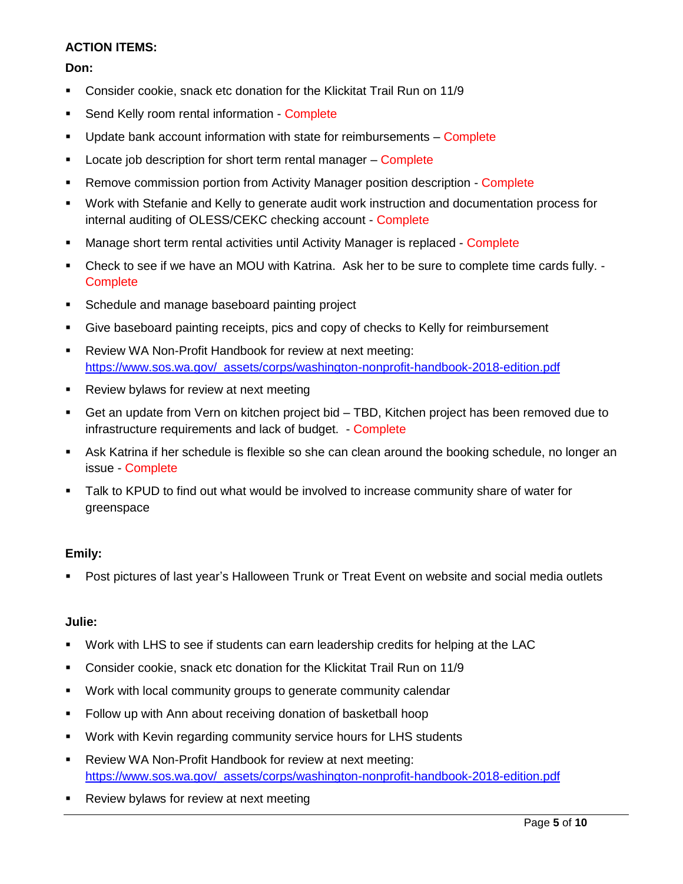**ACTION ITEMS:**

**Don:**

- Consider cookie, snack etc donation for the Klickitat Trail Run on 11/9
- Send Kelly room rental information - Complete
- Update bank account information with state for reimbursements – Complete
- Locate job description for short term rental manager – Complete
- Remove commission portion from Activity Manager position description - Complete
- Work with Stefanie and Kelly to generate audit work instruction and documentation process for internal auditing of OLESS/CEKC checking account - Complete
- Manage short term rental activities until Activity Manager is replaced - Complete
- Check to see if we have an MOU with Katrina. Ask her to be sure to complete time cards fully. - Complete
- Schedule and manage baseboard painting project
- Give baseboard painting receipts, pics and copy of checks to Kelly for reimbursement
- Review WA Non-Profit Handbook for review at next meeting: https://www.sos.wa.gov/_assets/corps/washington-nonprofit-handbook-2018-edition.pdf
- Review bylaws for review at next meeting
- Get an update from Vern on kitchen project bid – TBD, Kitchen project has been removed due to infrastructure requirements and lack of budget. - Complete
- Ask Katrina if her schedule is flexible so she can clean around the booking schedule, no longer an issue - Complete
- Talk to KPUD to find out what would be involved to increase community share of water for greenspace

**Emily:**

- Post pictures of last year's Halloween Trunk or Treat Event on website and social media outlets

**Julie:**

- Work with LHS to see if students can earn leadership credits for helping at the LAC
- Consider cookie, snack etc donation for the Klickitat Trail Run on 11/9
- Work with local community groups to generate community calendar
- Follow up with Ann about receiving donation of basketball hoop
- Work with Kevin regarding community service hours for LHS students
- Review WA Non-Profit Handbook for review at next meeting: https://www.sos.wa.gov/_assets/corps/washington-nonprofit-handbook-2018-edition.pdf
- Review bylaws for review at next meeting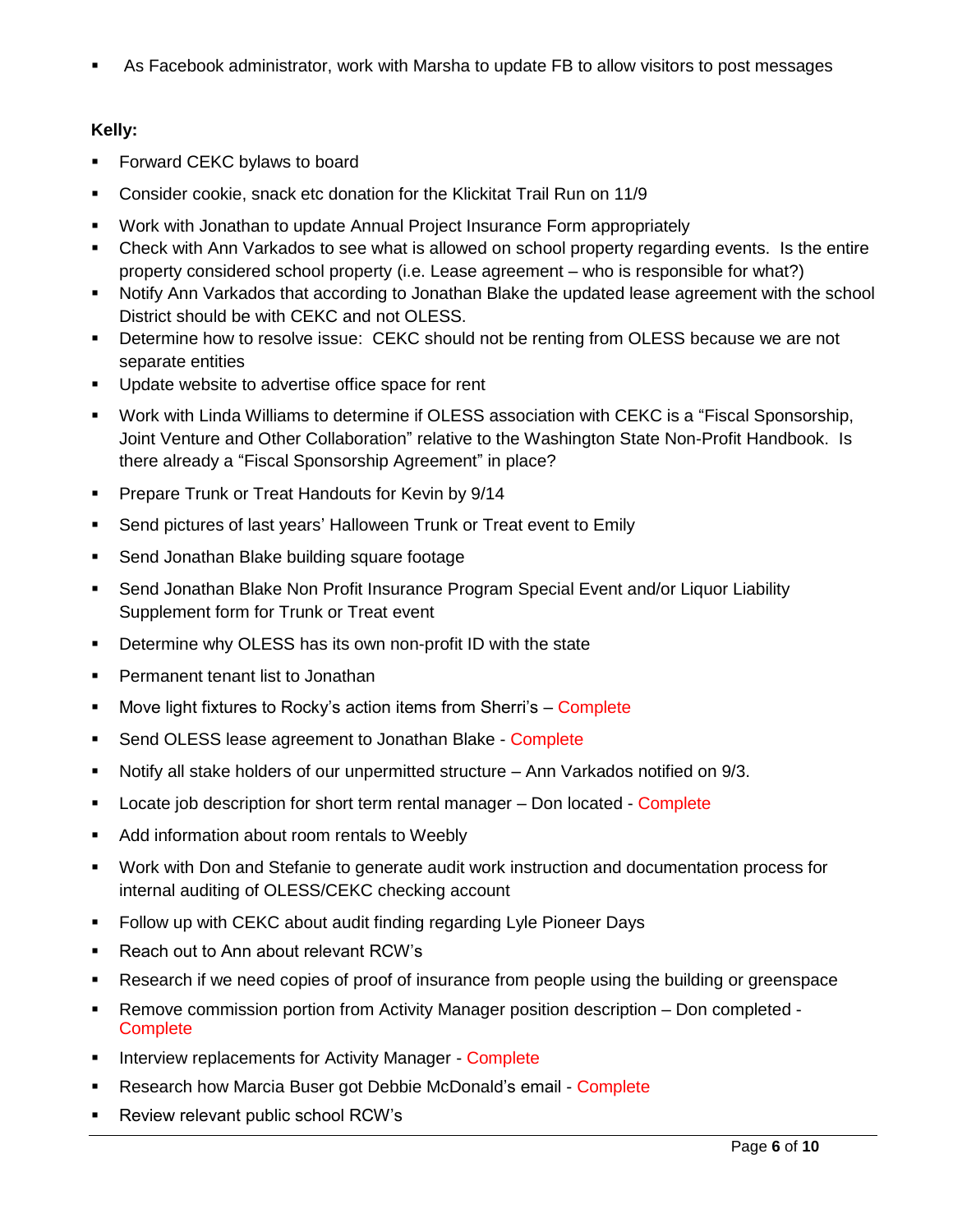- As Facebook administrator, work with Marsha to update FB to allow visitors to post messages

**Kelly:**

- Forward CEKC bylaws to board
- Consider cookie, snack etc donation for the Klickitat Trail Run on 11/9
- Work with Jonathan to update Annual Project Insurance Form appropriately
- Check with Ann Varkados to see what is allowed on school property regarding events. Is the entire property considered school property (i.e. Lease agreement – who is responsible for what?)
- Notify Ann Varkados that according to Jonathan Blake the updated lease agreement with the school District should be with CEKC and not OLESS.
- Determine how to resolve issue: CEKC should not be renting from OLESS because we are not separate entities
- Update website to advertise office space for rent
- Work with Linda Williams to determine if OLESS association with CEKC is a "Fiscal Sponsorship, Joint Venture and Other Collaboration" relative to the Washington State Non-Profit Handbook. Is there already a "Fiscal Sponsorship Agreement" in place?
- Prepare Trunk or Treat Handouts for Kevin by 9/14
- Send pictures of last years' Halloween Trunk or Treat event to Emily
- Send Jonathan Blake building square footage
- Send Jonathan Blake Non Profit Insurance Program Special Event and/or Liquor Liability Supplement form for Trunk or Treat event
- Determine why OLESS has its own non-profit ID with the state
- Permanent tenant list to Jonathan
- Move light fixtures to Rocky's action items from Sherri's – Complete
- Send OLESS lease agreement to Jonathan Blake - Complete
- Notify all stake holders of our unpermitted structure – Ann Varkados notified on 9/3.
- Locate job description for short term rental manager – Don located - Complete
- Add information about room rentals to Weebly
- Work with Don and Stefanie to generate audit work instruction and documentation process for internal auditing of OLESS/CEKC checking account
- Follow up with CEKC about audit finding regarding Lyle Pioneer Days
- Reach out to Ann about relevant RCW's
- Research if we need copies of proof of insurance from people using the building or greenspace
- Remove commission portion from Activity Manager position description – Don completed - Complete
- Interview replacements for Activity Manager - Complete
- Research how Marcia Buser got Debbie McDonald's email - Complete
- Review relevant public school RCW's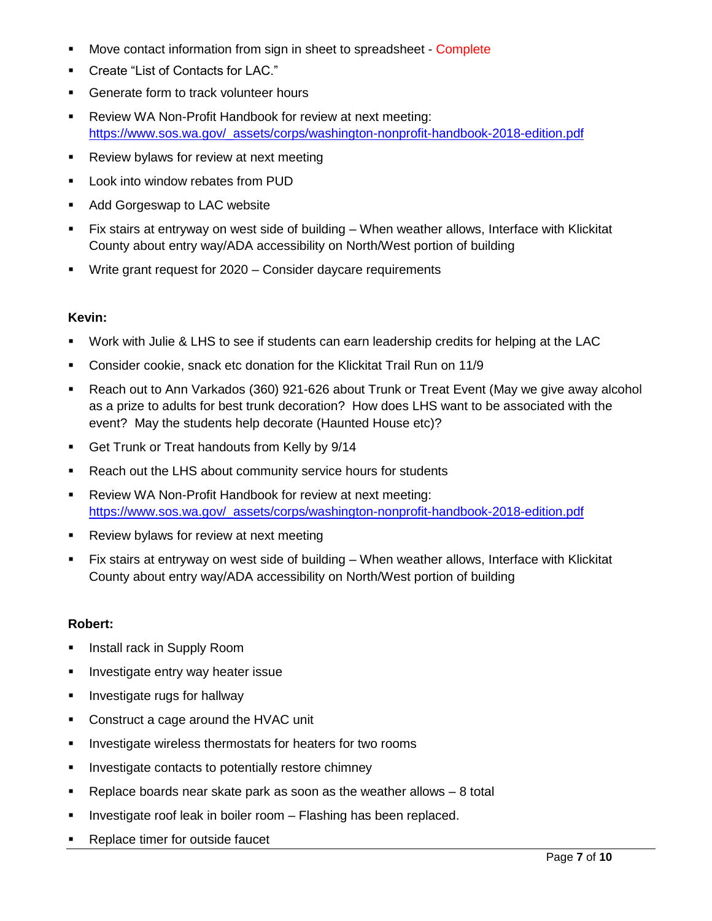- Move contact information from sign in sheet to spreadsheet - Complete
- Create "List of Contacts for LAC."
- Generate form to track volunteer hours
- Review WA Non-Profit Handbook for review at next meeting: https://www.sos.wa.gov/_assets/corps/washington-nonprofit-handbook-2018-edition.pdf
- Review bylaws for review at next meeting
- Look into window rebates from PUD
- Add Gorgeswap to LAC website
- Fix stairs at entryway on west side of building – When weather allows, Interface with Klickitat County about entry way/ADA accessibility on North/West portion of building
- Write grant request for 2020 – Consider daycare requirements

**Kevin:**

- Work with Julie & LHS to see if students can earn leadership credits for helping at the LAC
- Consider cookie, snack etc donation for the Klickitat Trail Run on 11/9
- Reach out to Ann Varkados (360) 921-626 about Trunk or Treat Event (May we give away alcohol as a prize to adults for best trunk decoration? How does LHS want to be associated with the event? May the students help decorate (Haunted House etc)?
- Get Trunk or Treat handouts from Kelly by 9/14
- Reach out the LHS about community service hours for students
- Review WA Non-Profit Handbook for review at next meeting: https://www.sos.wa.gov/_assets/corps/washington-nonprofit-handbook-2018-edition.pdf
- Review bylaws for review at next meeting
- Fix stairs at entryway on west side of building – When weather allows, Interface with Klickitat County about entry way/ADA accessibility on North/West portion of building

**Robert:**

- Install rack in Supply Room
- Investigate entry way heater issue
- Investigate rugs for hallway
- Construct a cage around the HVAC unit
- Investigate wireless thermostats for heaters for two rooms
- Investigate contacts to potentially restore chimney
- Replace boards near skate park as soon as the weather allows – 8 total
- Investigate roof leak in boiler room – Flashing has been replaced.
- Replace timer for outside faucet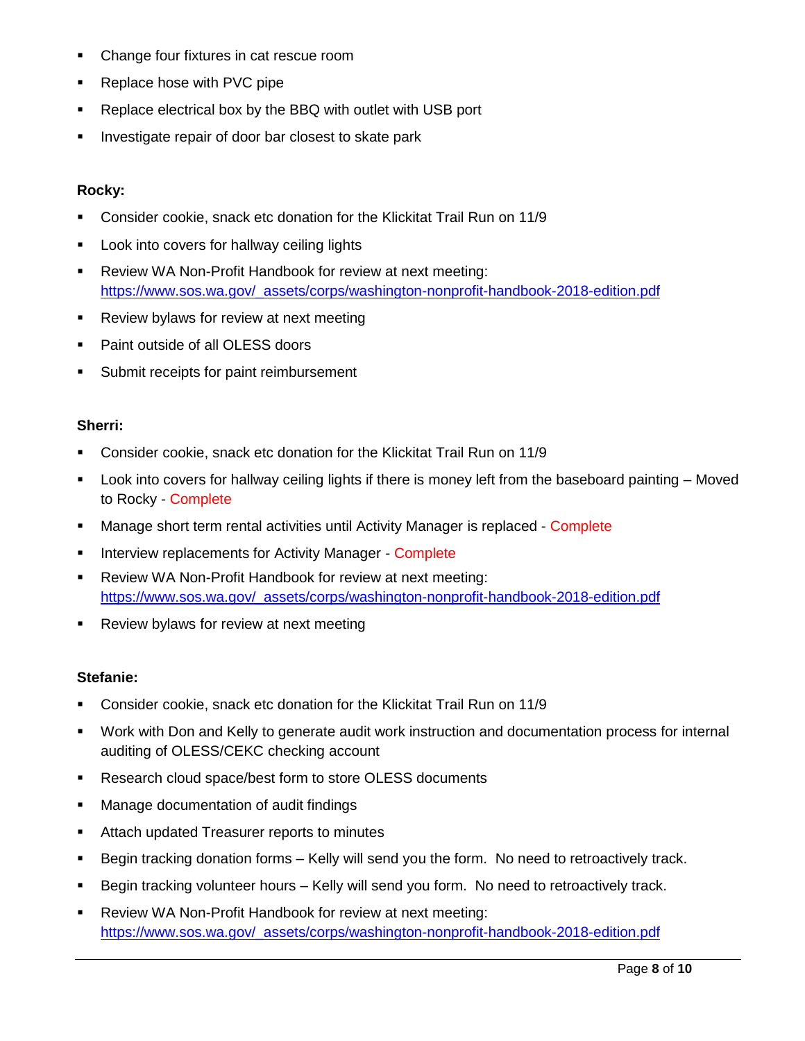- Change four fixtures in cat rescue room
- Replace hose with PVC pipe
- Replace electrical box by the BBQ with outlet with USB port
- Investigate repair of door bar closest to skate park

**Rocky:**

- Consider cookie, snack etc donation for the Klickitat Trail Run on 11/9
- Look into covers for hallway ceiling lights
- Review WA Non-Profit Handbook for review at next meeting: https://www.sos.wa.gov/_assets/corps/washington-nonprofit-handbook-2018-edition.pdf
- Review bylaws for review at next meeting
- Paint outside of all OLESS doors
- Submit receipts for paint reimbursement

**Sherri:**

- Consider cookie, snack etc donation for the Klickitat Trail Run on 11/9
- Look into covers for hallway ceiling lights if there is money left from the baseboard painting – Moved to Rocky - Complete
- Manage short term rental activities until Activity Manager is replaced - Complete
- Interview replacements for Activity Manager - Complete
- Review WA Non-Profit Handbook for review at next meeting: https://www.sos.wa.gov/_assets/corps/washington-nonprofit-handbook-2018-edition.pdf
- Review bylaws for review at next meeting

**Stefanie:**

- Consider cookie, snack etc donation for the Klickitat Trail Run on 11/9
- Work with Don and Kelly to generate audit work instruction and documentation process for internal auditing of OLESS/CEKC checking account
- Research cloud space/best form to store OLESS documents
- Manage documentation of audit findings
- Attach updated Treasurer reports to minutes
- Begin tracking donation forms – Kelly will send you the form. No need to retroactively track.
- Begin tracking volunteer hours – Kelly will send you form. No need to retroactively track.
- Review WA Non-Profit Handbook for review at next meeting: https://www.sos.wa.gov/_assets/corps/washington-nonprofit-handbook-2018-edition.pdf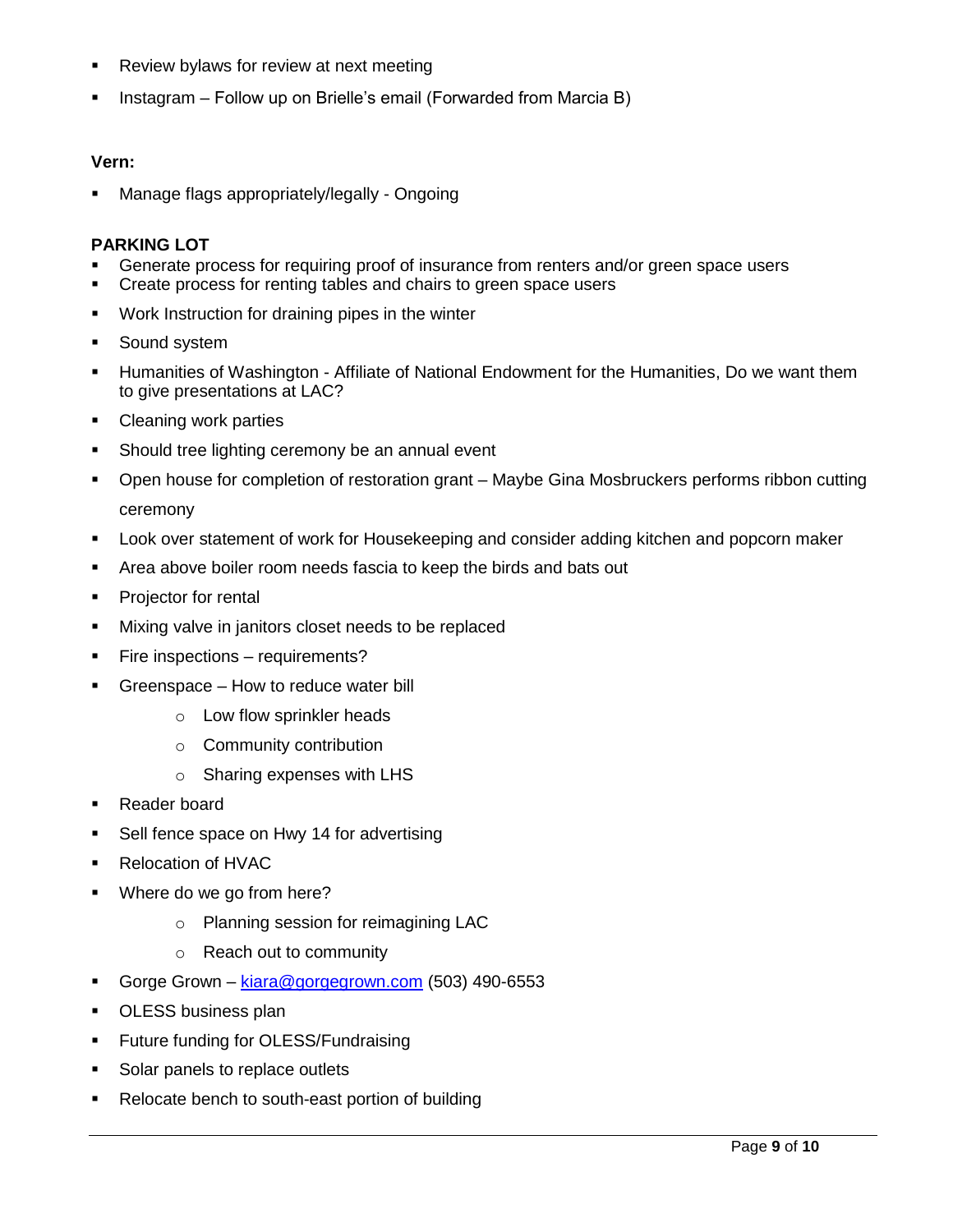- Review bylaws for review at next meeting
- Instagram – Follow up on Brielle's email (Forwarded from Marcia B)

**Vern:**

- Manage flags appropriately/legally - Ongoing

**PARKING LOT**

- Generate process for requiring proof of insurance from renters and/or green space users
- Create process for renting tables and chairs to green space users
- Work Instruction for draining pipes in the winter
- Sound system
- Humanities of Washington - Affiliate of National Endowment for the Humanities, Do we want them to give presentations at LAC?
- Cleaning work parties
- Should tree lighting ceremony be an annual event
- Open house for completion of restoration grant – Maybe Gina Mosbruckers performs ribbon cutting ceremony
- Look over statement of work for Housekeeping and consider adding kitchen and popcorn maker
- Area above boiler room needs fascia to keep the birds and bats out
- Projector for rental
- Mixing valve in janitors closet needs to be replaced
- Fire inspections – requirements?
- Greenspace – How to reduce water bill
  - Low flow sprinkler heads
  - Community contribution
  - Sharing expenses with LHS
- Reader board
- Sell fence space on Hwy 14 for advertising
- Relocation of HVAC
- Where do we go from here?
  - Planning session for reimagining LAC
  - Reach out to community
- Gorge Grown – kiara@gorgegrown.com (503) 490-6553
- OLESS business plan
- Future funding for OLESS/Fundraising
- Solar panels to replace outlets
- Relocate bench to south-east portion of building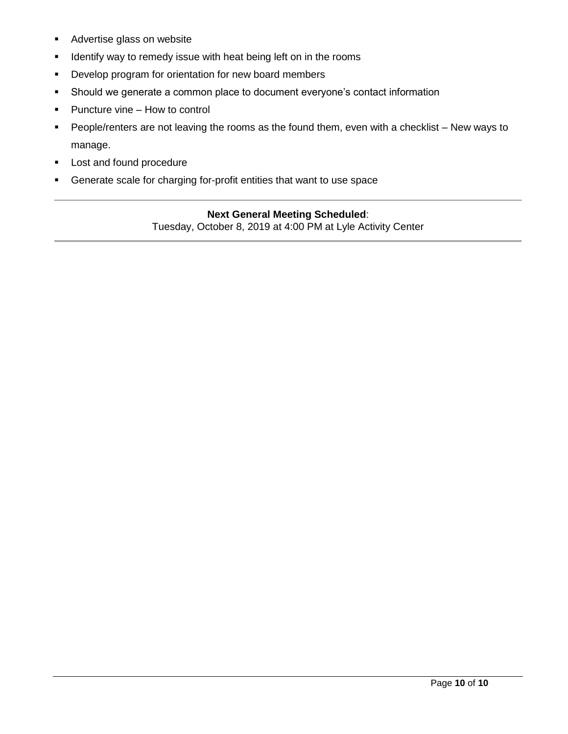- Advertise glass on website
- Identify way to remedy issue with heat being left on in the rooms
- Develop program for orientation for new board members
- Should we generate a common place to document everyone's contact information
- Puncture vine – How to control
- People/renters are not leaving the rooms as the found them, even with a checklist – New ways to manage.
- Lost and found procedure
- Generate scale for charging for-profit entities that want to use space

---

**Next General Meeting Scheduled**:
Tuesday, October 8, 2019 at 4:00 PM at Lyle Activity Center

---